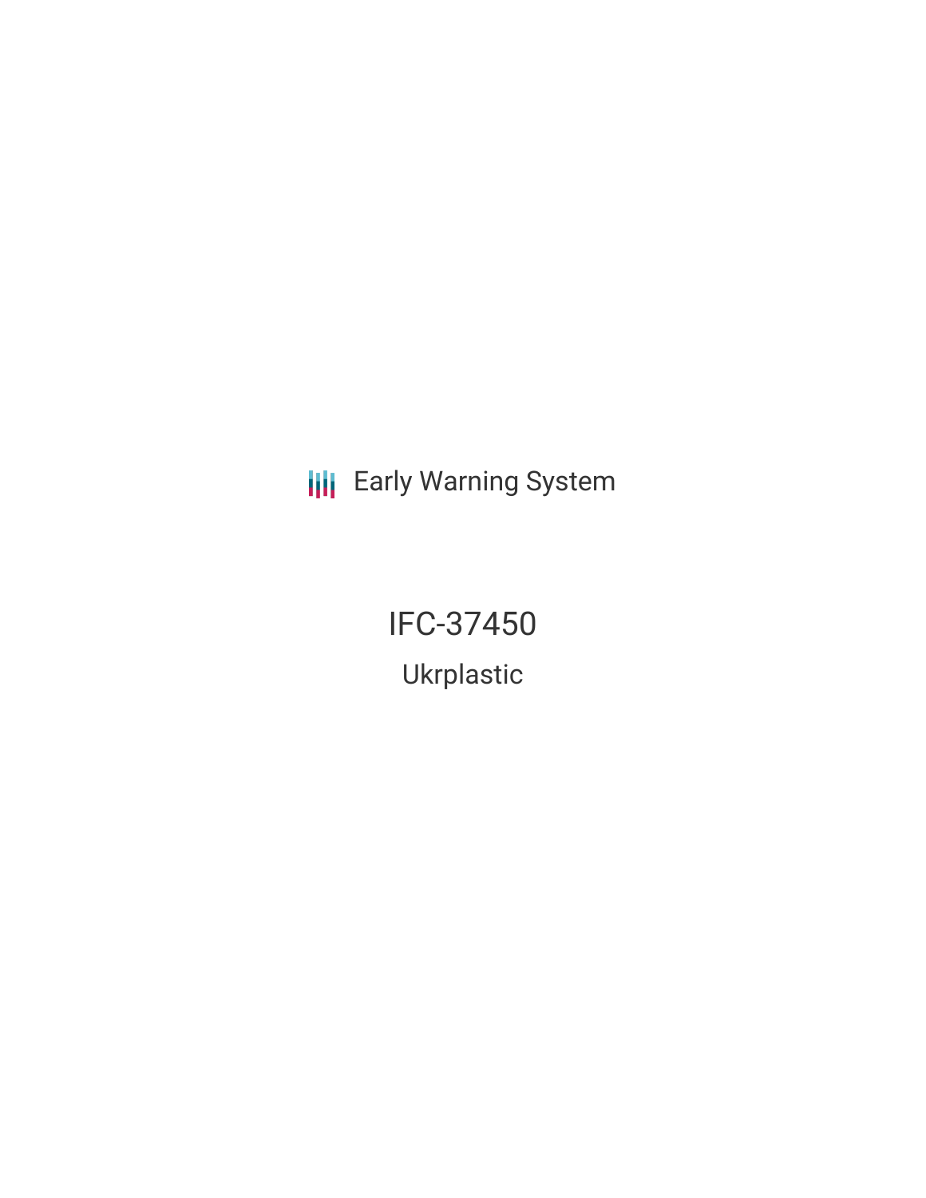Early Warning System

# IFC-37450

## Ukrplastic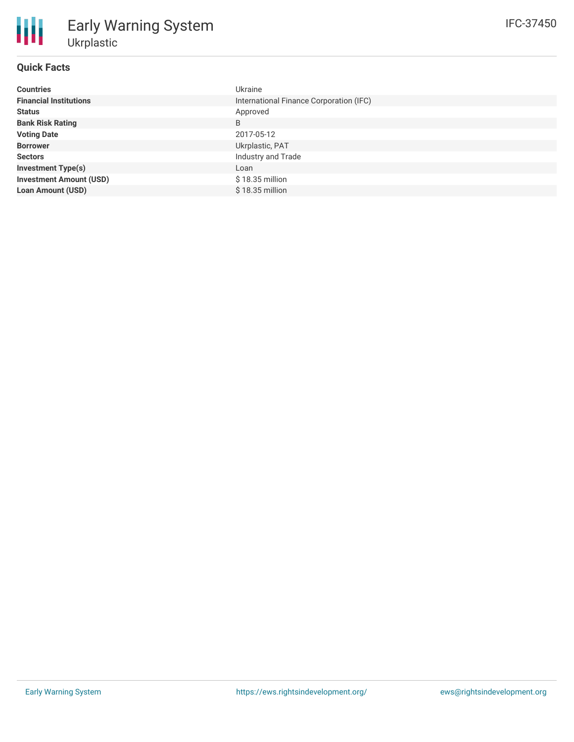# Early Warning System

## Ukrplastic

IFC-37450

### Quick Facts

| | |
|---|---|
| **Countries** | Ukraine |
| **Financial Institutions** | International Finance Corporation (IFC) |
| **Status** | Approved |
| **Bank Risk Rating** | B |
| **Voting Date** | 2017-05-12 |
| **Borrower** | Ukrplastic, PAT |
| **Sectors** | Industry and Trade |
| **Investment Type(s)** | Loan |
| **Investment Amount (USD)** | $ 18.35 million |
| **Loan Amount (USD)** | $ 18.35 million |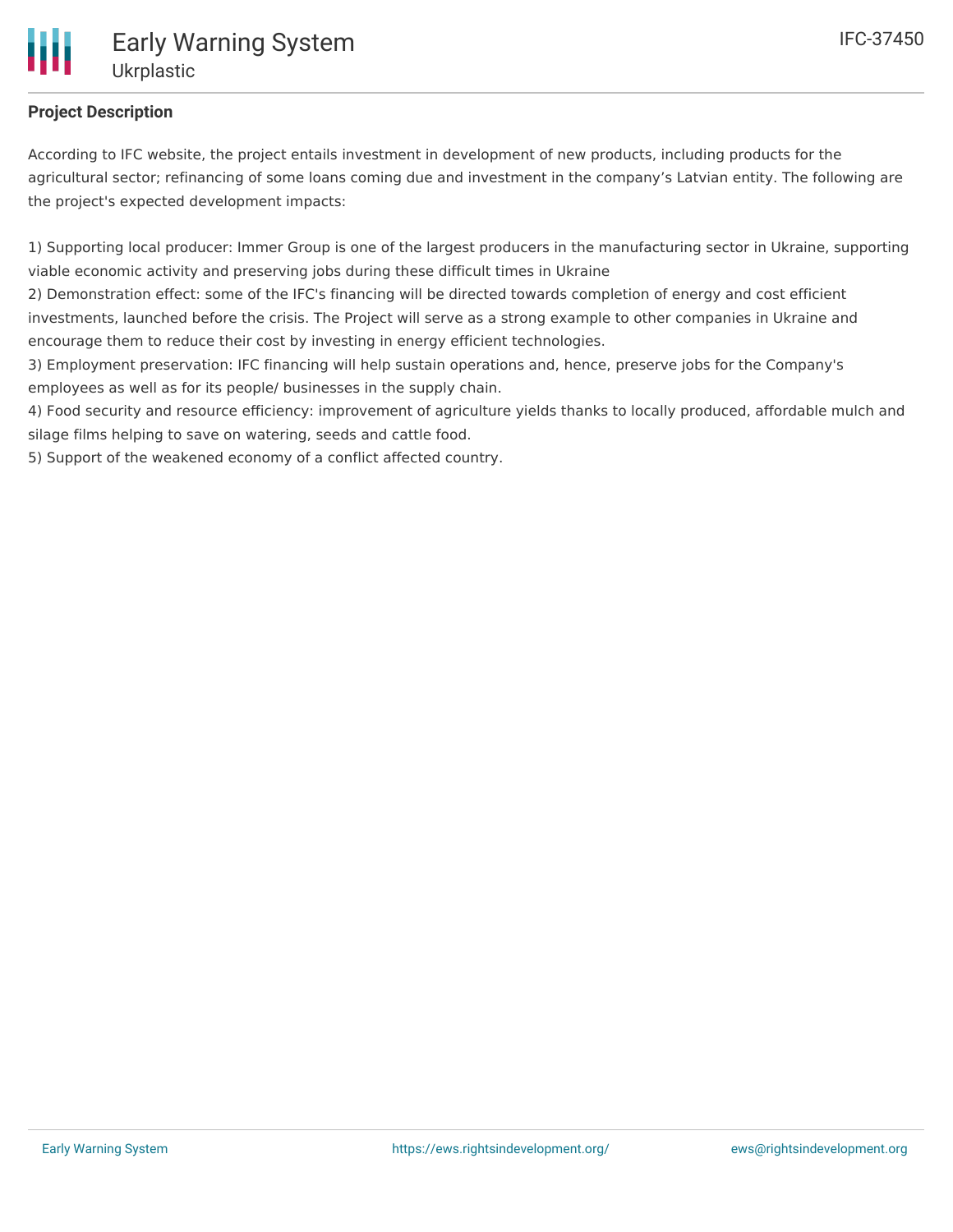**Project Description**

According to IFC website, the project entails investment in development of new products, including products for the agricultural sector; refinancing of some loans coming due and investment in the company’s Latvian entity. The following are the project's expected development impacts:

1) Supporting local producer: Immer Group is one of the largest producers in the manufacturing sector in Ukraine, supporting viable economic activity and preserving jobs during these difficult times in Ukraine
2) Demonstration effect: some of the IFC's financing will be directed towards completion of energy and cost efficient investments, launched before the crisis. The Project will serve as a strong example to other companies in Ukraine and encourage them to reduce their cost by investing in energy efficient technologies.
3) Employment preservation: IFC financing will help sustain operations and, hence, preserve jobs for the Company's employees as well as for its people/ businesses in the supply chain.
4) Food security and resource efficiency: improvement of agriculture yields thanks to locally produced, affordable mulch and silage films helping to save on watering, seeds and cattle food.
5) Support of the weakened economy of a conflict affected country.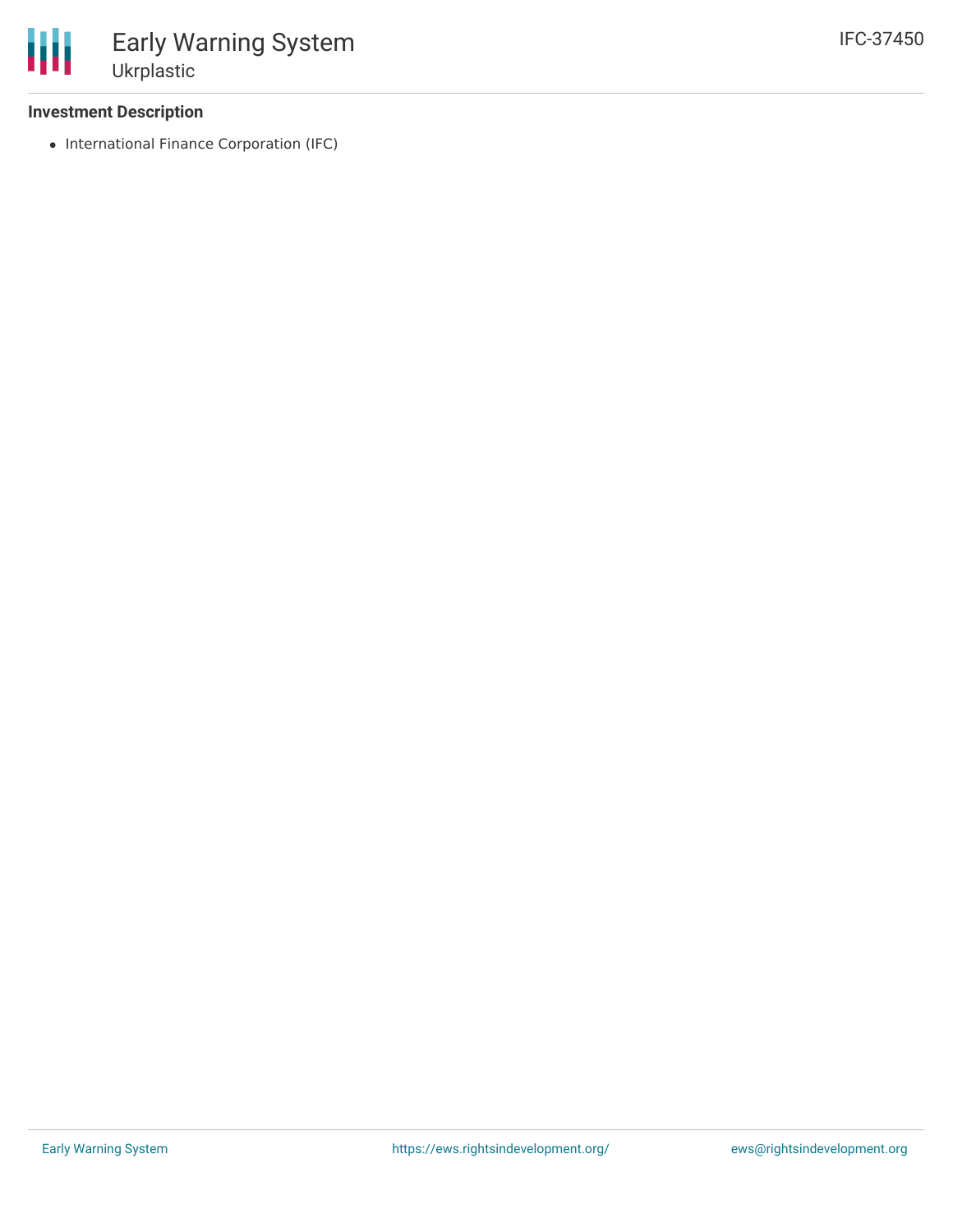### Investment Description

- International Finance Corporation (IFC)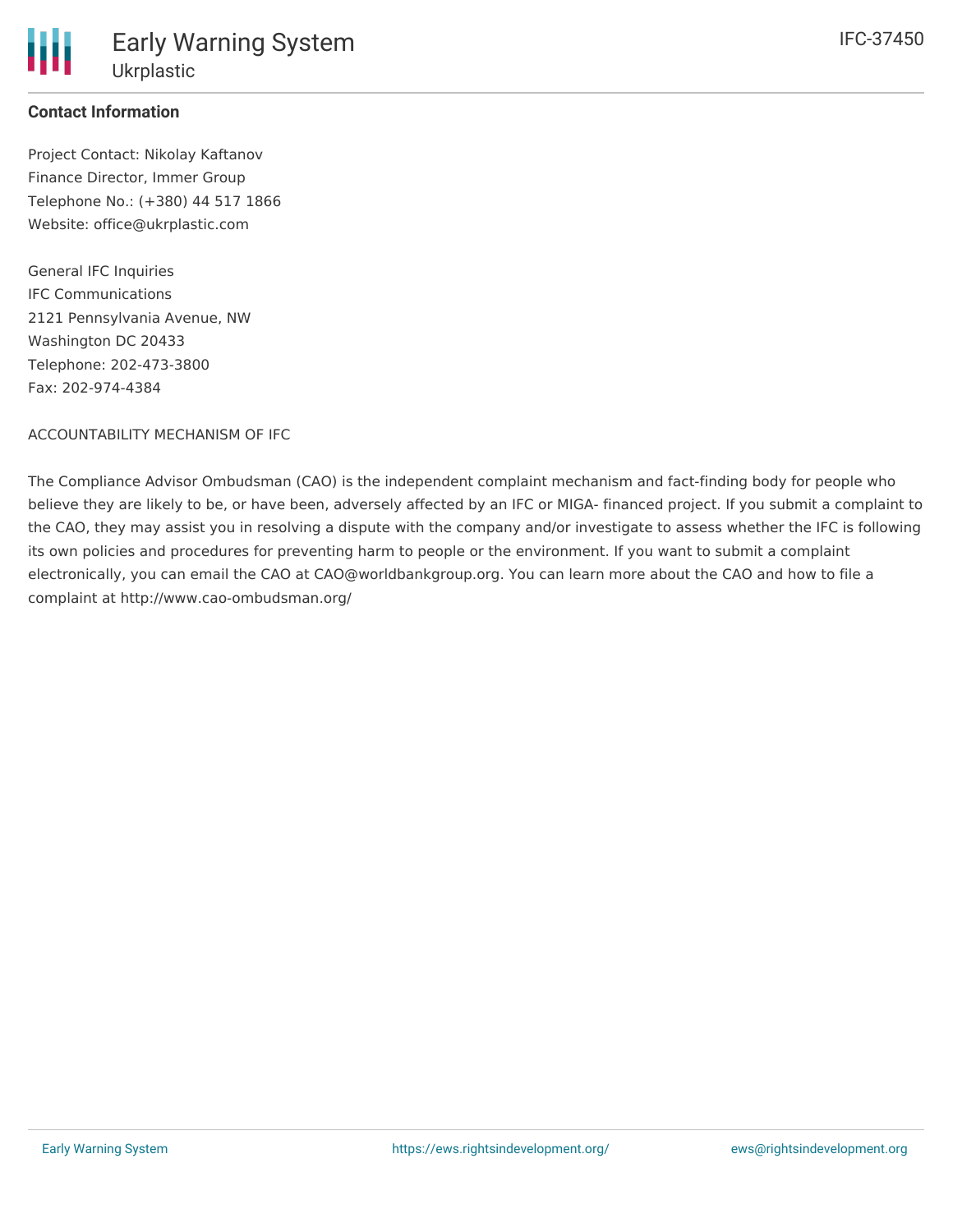**Contact Information**

Project Contact: Nikolay Kaftanov
Finance Director, Immer Group
Telephone No.: (+380) 44 517 1866
Website: office@ukrplastic.com

General IFC Inquiries
IFC Communications
2121 Pennsylvania Avenue, NW
Washington DC 20433
Telephone: 202-473-3800
Fax: 202-974-4384

ACCOUNTABILITY MECHANISM OF IFC

The Compliance Advisor Ombudsman (CAO) is the independent complaint mechanism and fact-finding body for people who believe they are likely to be, or have been, adversely affected by an IFC or MIGA- financed project. If you submit a complaint to the CAO, they may assist you in resolving a dispute with the company and/or investigate to assess whether the IFC is following its own policies and procedures for preventing harm to people or the environment. If you want to submit a complaint electronically, you can email the CAO at CAO@worldbankgroup.org. You can learn more about the CAO and how to file a complaint at http://www.cao-ombudsman.org/